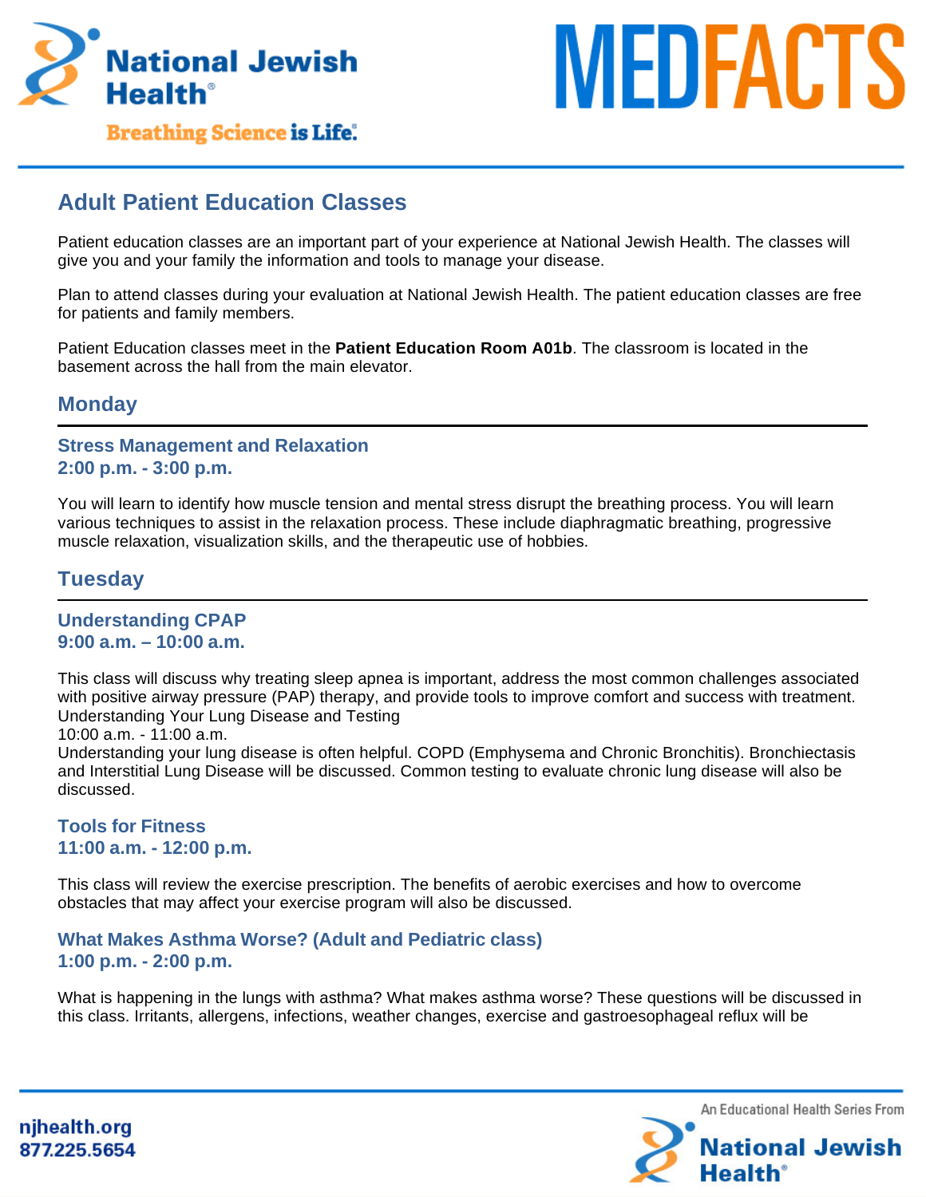# Adult Patient Education Classes

Patient education classes are an important part of your experience at National Jewish Health. The classes will give you and your family the information and tools to manage your disease.

Plan to attend classes during your evaluation at National Jewish Health. The patient education classes are free for patients and family members.

Patient Education classes meet in the **Patient Education Room A01b**. The classroom is located in the basement across the hall from the main elevator.

## Monday

### Stress Management and Relaxation
### 2:00 p.m. - 3:00 p.m.

You will learn to identify how muscle tension and mental stress disrupt the breathing process. You will learn various techniques to assist in the relaxation process. These include diaphragmatic breathing, progressive muscle relaxation, visualization skills, and the therapeutic use of hobbies.

## Tuesday

### Understanding CPAP
### 9:00 a.m. – 10:00 a.m.

This class will discuss why treating sleep apnea is important, address the most common challenges associated with positive airway pressure (PAP) therapy, and provide tools to improve comfort and success with treatment.
Understanding Your Lung Disease and Testing
10:00 a.m. - 11:00 a.m.
Understanding your lung disease is often helpful. COPD (Emphysema and Chronic Bronchitis). Bronchiectasis and Interstitial Lung Disease will be discussed. Common testing to evaluate chronic lung disease will also be discussed.

### Tools for Fitness
### 11:00 a.m. - 12:00 p.m.

This class will review the exercise prescription. The benefits of aerobic exercises and how to overcome obstacles that may affect your exercise program will also be discussed.

### What Makes Asthma Worse? (Adult and Pediatric class)
### 1:00 p.m. - 2:00 p.m.

What is happening in the lungs with asthma? What makes asthma worse? These questions will be discussed in this class. Irritants, allergens, infections, weather changes, exercise and gastroesophageal reflux will be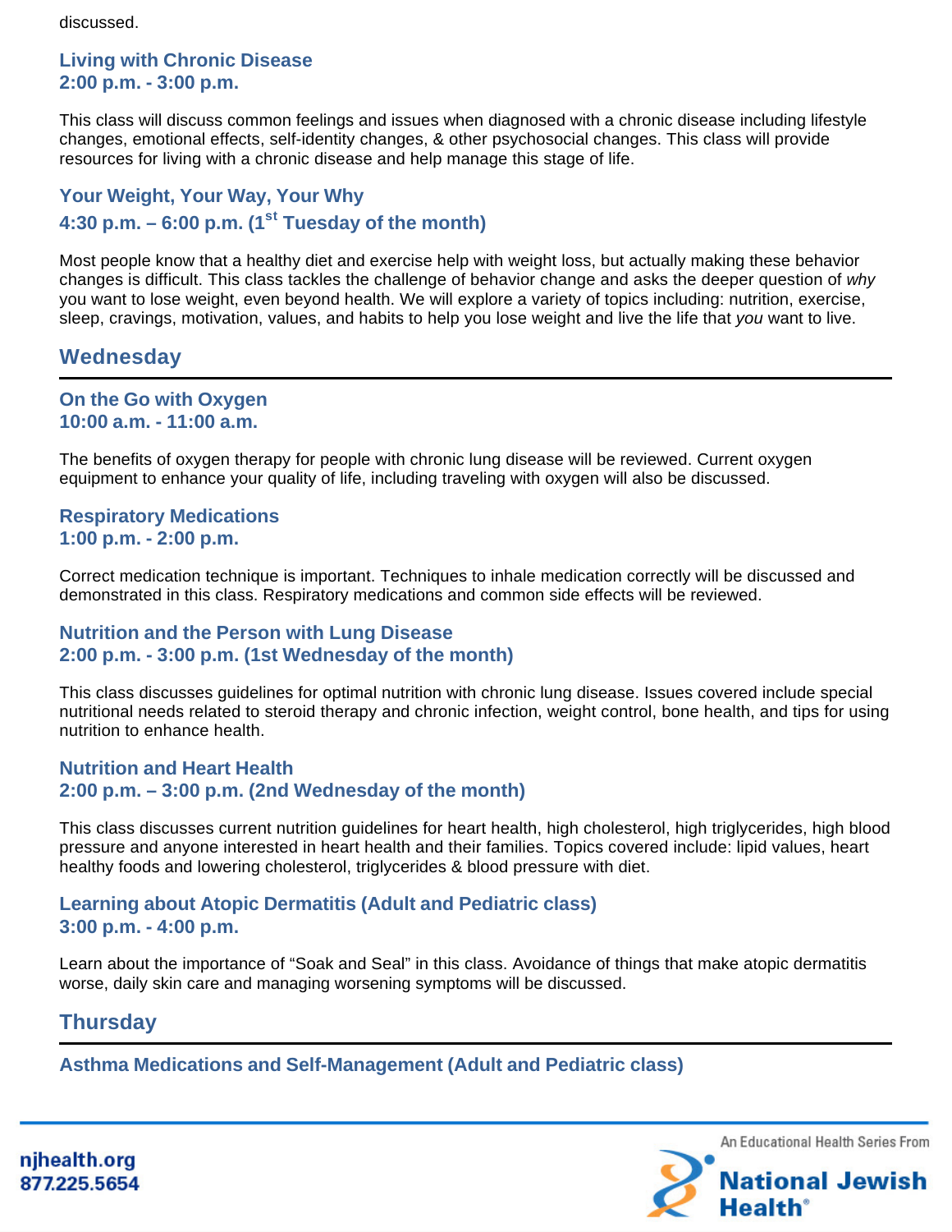discussed.

### Living with Chronic Disease
### 2:00 p.m. - 3:00 p.m.

This class will discuss common feelings and issues when diagnosed with a chronic disease including lifestyle changes, emotional effects, self-identity changes, & other psychosocial changes. This class will provide resources for living with a chronic disease and help manage this stage of life.

### Your Weight, Your Way, Your Why
### 4:30 p.m. – 6:00 p.m. (1st Tuesday of the month)

Most people know that a healthy diet and exercise help with weight loss, but actually making these behavior changes is difficult. This class tackles the challenge of behavior change and asks the deeper question of *why* you want to lose weight, even beyond health. We will explore a variety of topics including: nutrition, exercise, sleep, cravings, motivation, values, and habits to help you lose weight and live the life that *you* want to live.

## Wednesday

### On the Go with Oxygen
### 10:00 a.m. - 11:00 a.m.

The benefits of oxygen therapy for people with chronic lung disease will be reviewed. Current oxygen equipment to enhance your quality of life, including traveling with oxygen will also be discussed.

### Respiratory Medications
### 1:00 p.m. - 2:00 p.m.

Correct medication technique is important. Techniques to inhale medication correctly will be discussed and demonstrated in this class. Respiratory medications and common side effects will be reviewed.

### Nutrition and the Person with Lung Disease
### 2:00 p.m. - 3:00 p.m. (1st Wednesday of the month)

This class discusses guidelines for optimal nutrition with chronic lung disease. Issues covered include special nutritional needs related to steroid therapy and chronic infection, weight control, bone health, and tips for using nutrition to enhance health.

### Nutrition and Heart Health
### 2:00 p.m. – 3:00 p.m. (2nd Wednesday of the month)

This class discusses current nutrition guidelines for heart health, high cholesterol, high triglycerides, high blood pressure and anyone interested in heart health and their families. Topics covered include: lipid values, heart healthy foods and lowering cholesterol, triglycerides & blood pressure with diet.

### Learning about Atopic Dermatitis (Adult and Pediatric class)
### 3:00 p.m. - 4:00 p.m.

Learn about the importance of "Soak and Seal" in this class. Avoidance of things that make atopic dermatitis worse, daily skin care and managing worsening symptoms will be discussed.

## Thursday

### Asthma Medications and Self-Management (Adult and Pediatric class)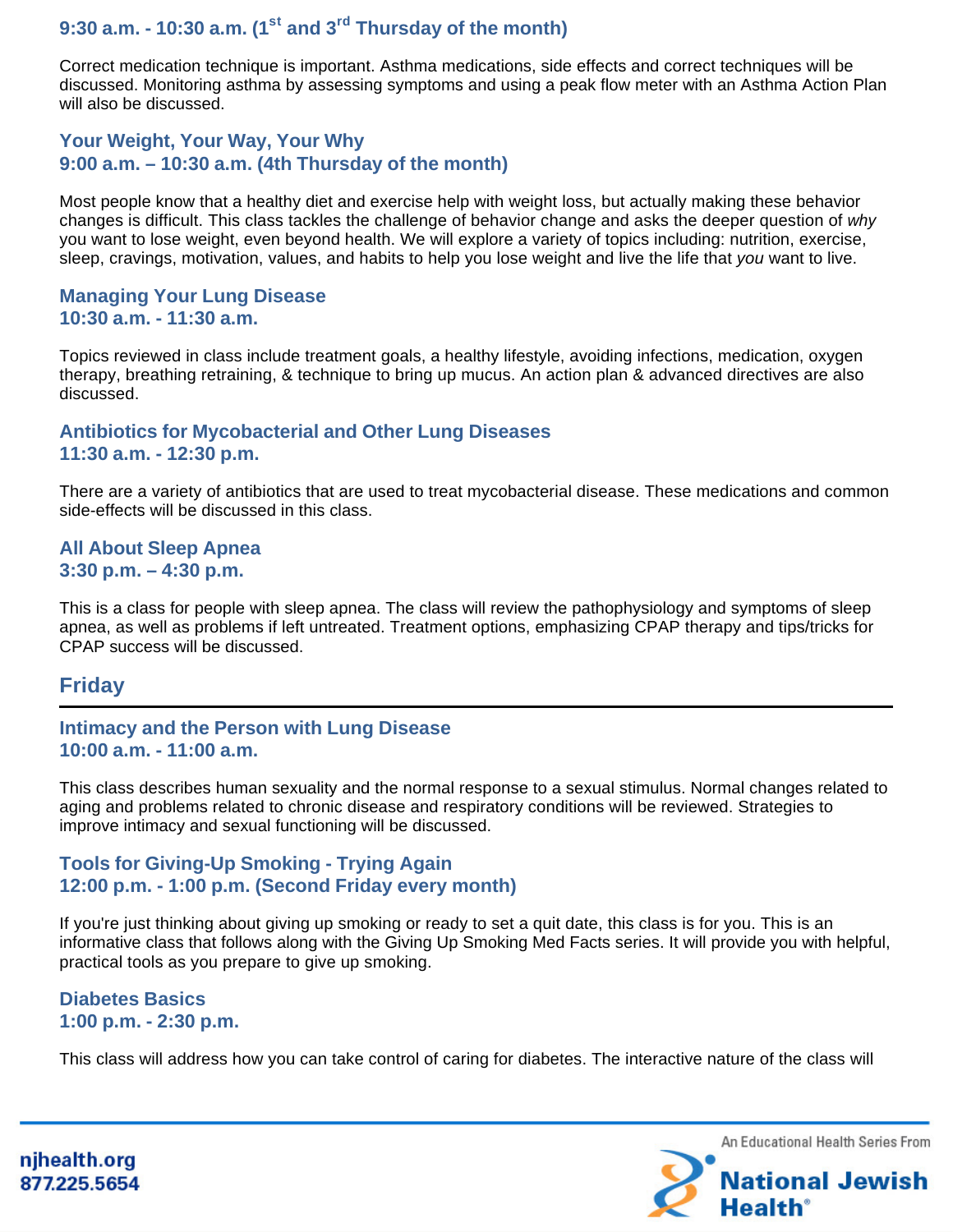### 9:30 a.m. - 10:30 a.m. (1st and 3rd Thursday of the month)

Correct medication technique is important. Asthma medications, side effects and correct techniques will be discussed. Monitoring asthma by assessing symptoms and using a peak flow meter with an Asthma Action Plan will also be discussed.

### Your Weight, Your Way, Your Why
### 9:00 a.m. – 10:30 a.m. (4th Thursday of the month)

Most people know that a healthy diet and exercise help with weight loss, but actually making these behavior changes is difficult. This class tackles the challenge of behavior change and asks the deeper question of *why* you want to lose weight, even beyond health. We will explore a variety of topics including: nutrition, exercise, sleep, cravings, motivation, values, and habits to help you lose weight and live the life that *you* want to live.

### Managing Your Lung Disease
### 10:30 a.m. - 11:30 a.m.

Topics reviewed in class include treatment goals, a healthy lifestyle, avoiding infections, medication, oxygen therapy, breathing retraining, & technique to bring up mucus. An action plan & advanced directives are also discussed.

### Antibiotics for Mycobacterial and Other Lung Diseases
### 11:30 a.m. - 12:30 p.m.

There are a variety of antibiotics that are used to treat mycobacterial disease. These medications and common side-effects will be discussed in this class.

### All About Sleep Apnea
### 3:30 p.m. – 4:30 p.m.

This is a class for people with sleep apnea. The class will review the pathophysiology and symptoms of sleep apnea, as well as problems if left untreated. Treatment options, emphasizing CPAP therapy and tips/tricks for CPAP success will be discussed.

## Friday

### Intimacy and the Person with Lung Disease
### 10:00 a.m. - 11:00 a.m.

This class describes human sexuality and the normal response to a sexual stimulus. Normal changes related to aging and problems related to chronic disease and respiratory conditions will be reviewed. Strategies to improve intimacy and sexual functioning will be discussed.

### Tools for Giving-Up Smoking - Trying Again
### 12:00 p.m. - 1:00 p.m. (Second Friday every month)

If you're just thinking about giving up smoking or ready to set a quit date, this class is for you. This is an informative class that follows along with the Giving Up Smoking Med Facts series. It will provide you with helpful, practical tools as you prepare to give up smoking.

### Diabetes Basics
### 1:00 p.m. - 2:30 p.m.

This class will address how you can take control of caring for diabetes. The interactive nature of the class will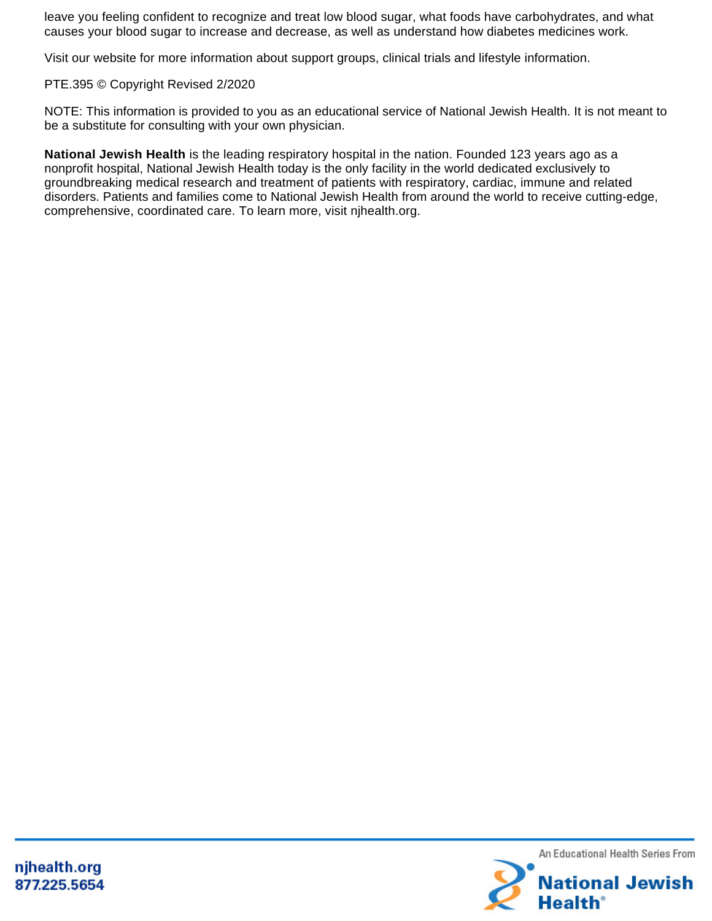leave you feeling confident to recognize and treat low blood sugar, what foods have carbohydrates, and what causes your blood sugar to increase and decrease, as well as understand how diabetes medicines work.

Visit our website for more information about support groups, clinical trials and lifestyle information.

PTE.395 © Copyright Revised 2/2020

NOTE: This information is provided to you as an educational service of National Jewish Health. It is not meant to be a substitute for consulting with your own physician.

**National Jewish Health** is the leading respiratory hospital in the nation. Founded 123 years ago as a nonprofit hospital, National Jewish Health today is the only facility in the world dedicated exclusively to groundbreaking medical research and treatment of patients with respiratory, cardiac, immune and related disorders. Patients and families come to National Jewish Health from around the world to receive cutting-edge, comprehensive, coordinated care. To learn more, visit njhealth.org.